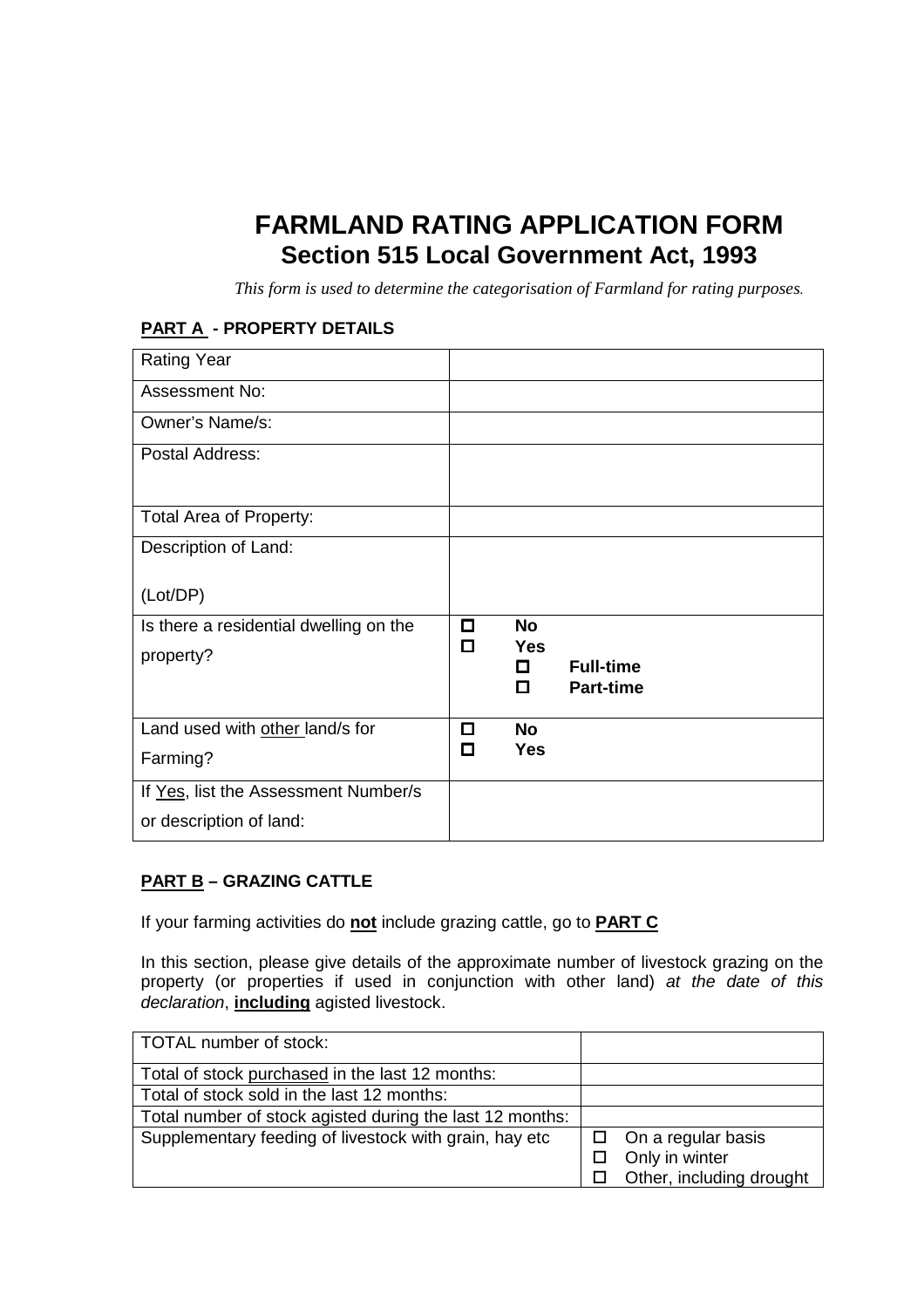# FARMLAND RATING APPLICATION FORM
## Section 515 Local Government Act, 1993

*This form is used to determine the categorisation of Farmland for rating purposes.*

**PART A - PROPERTY DETAILS**

| | |
|---|---|
| Rating Year | |
| Assessment No: | |
| Owner's Name/s: | |
| Postal Address: | |
| Total Area of Property: | |
| Description of Land: (Lot/DP) | |
| Is there a residential dwelling on the property? | ☐ **No**<br>☐ **Yes**<br>☐ **Full-time**<br>☐ **Part-time** |
| Land used with other land/s for Farming? | ☐ **No**<br>☐ **Yes** |
| If Yes, list the Assessment Number/s or description of land: | |

**PART B – GRAZING CATTLE**

If your farming activities do **not** include grazing cattle, go to **PART C**

In this section, please give details of the approximate number of livestock grazing on the property (or properties if used in conjunction with other land) *at the date of this declaration*, **including** agisted livestock.

| | |
|---|---|
| TOTAL number of stock: | |
| Total of stock purchased in the last 12 months: | |
| Total of stock sold in the last 12 months: | |
| Total number of stock agisted during the last 12 months: | |
| Supplementary feeding of livestock with grain, hay etc | ☐ On a regular basis<br>☐ Only in winter<br>☐ Other, including drought |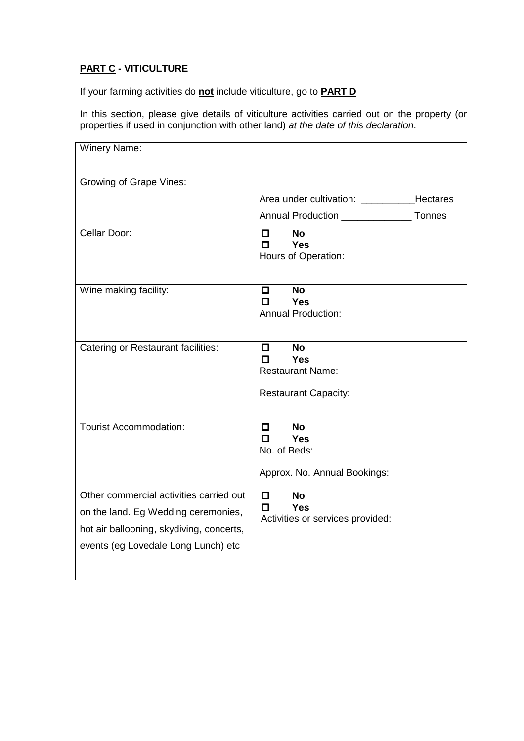## **<u>PART C</u> - VITICULTURE**

If your farming activities do **<u>not</u>** include viticulture, go to **<u>PART D</u>**

In this section, please give details of viticulture activities carried out on the property (or properties if used in conjunction with other land) *at the date of this declaration*.

| Winery Name: | |
|---|---|
| Growing of Grape Vines: | Area under cultivation: __________Hectares<br>Annual Production _____________ Tonnes |
| Cellar Door: | ☐ **No**<br>☐ **Yes**<br>Hours of Operation: |
| Wine making facility: | ☐ **No**<br>☐ **Yes**<br>Annual Production: |
| Catering or Restaurant facilities: | ☐ **No**<br>☐ **Yes**<br>Restaurant Name:<br>Restaurant Capacity: |
| Tourist Accommodation: | ☐ **No**<br>☐ **Yes**<br>No. of Beds:<br>Approx. No. Annual Bookings: |
| Other commercial activities carried out on the land. Eg Wedding ceremonies, hot air ballooning, skydiving, concerts, events (eg Lovedale Long Lunch) etc | ☐ **No**<br>☐ **Yes**<br>Activities or services provided: |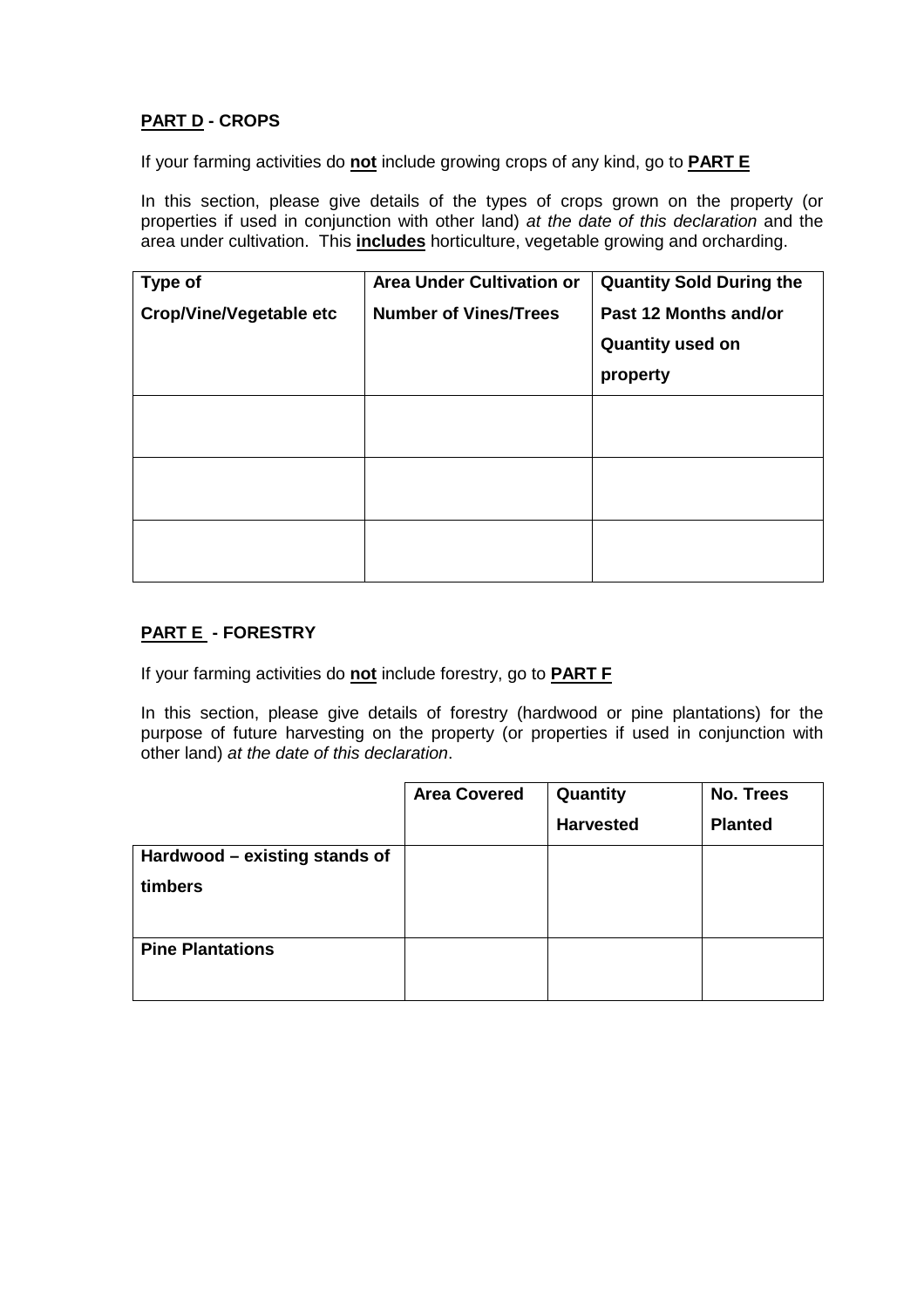**<u>PART D</u> - CROPS**

If your farming activities do **<u>not</u>** include growing crops of any kind, go to **<u>PART E</u>**

In this section, please give details of the types of crops grown on the property (or properties if used in conjunction with other land) *at the date of this declaration* and the area under cultivation. This **<u>includes</u>** horticulture, vegetable growing and orcharding.

| Type of Crop/Vine/Vegetable etc | Area Under Cultivation or Number of Vines/Trees | Quantity Sold During the Past 12 Months and/or Quantity used on property |
|---|---|---|
| | | |
| | | |
| | | |

**<u>PART E</u> - FORESTRY**

If your farming activities do **<u>not</u>** include forestry, go to **<u>PART F</u>**

In this section, please give details of forestry (hardwood or pine plantations) for the purpose of future harvesting on the property (or properties if used in conjunction with other land) *at the date of this declaration*.

| | Area Covered | Quantity Harvested | No. Trees Planted |
|---|---|---|---|
| **Hardwood – existing stands of timbers** | | | |
| **Pine Plantations** | | | |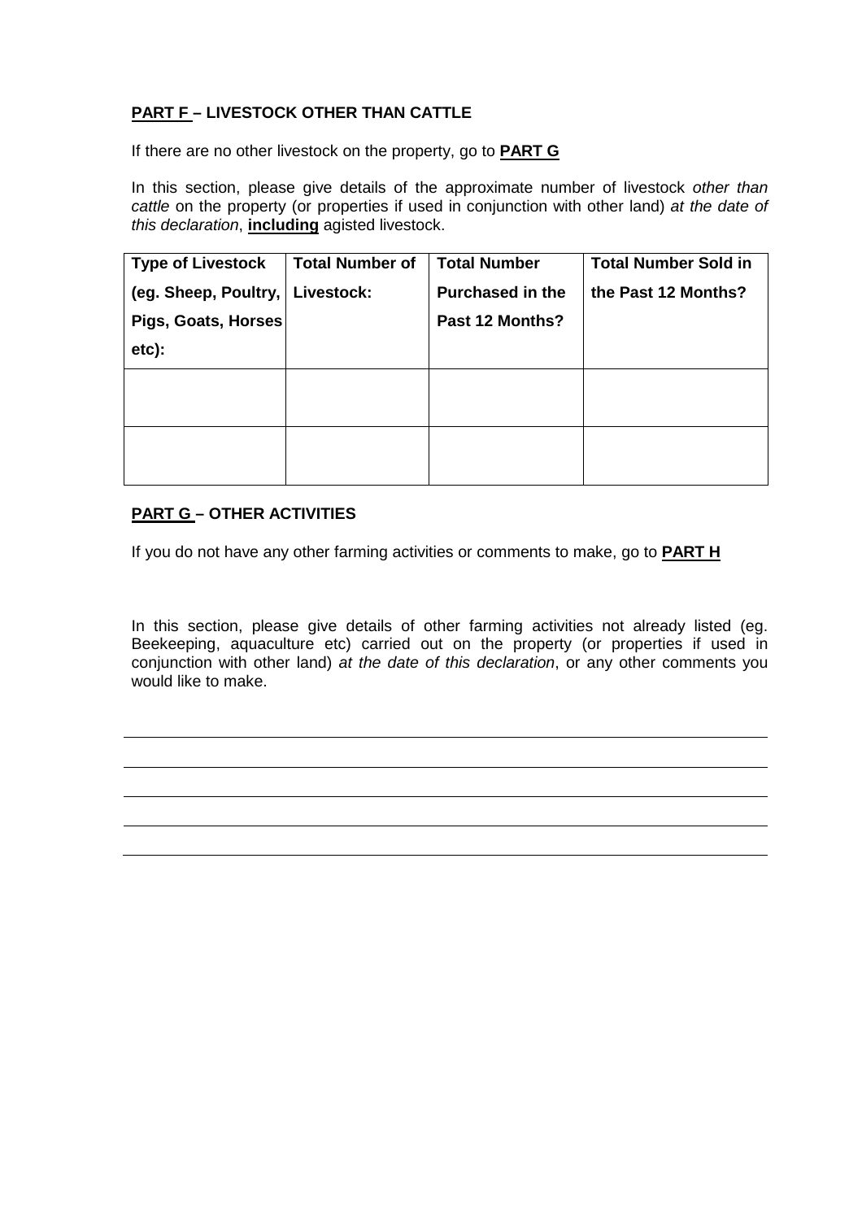**<u>PART F</u> – LIVESTOCK OTHER THAN CATTLE**

If there are no other livestock on the property, go to **<u>PART G</u>**

In this section, please give details of the approximate number of livestock *other than cattle* on the property (or properties if used in conjunction with other land) *at the date of this declaration*, **<u>including</u>** agisted livestock.

| Type of Livestock (eg. Sheep, Poultry, Pigs, Goats, Horses etc): | Total Number of Livestock: | Total Number Purchased in the Past 12 Months? | Total Number Sold in the Past 12 Months? |
|---|---|---|---|
| | | | |
| | | | |

**<u>PART G</u> – OTHER ACTIVITIES**

If you do not have any other farming activities or comments to make, go to **<u>PART H</u>**

In this section, please give details of other farming activities not already listed (eg. Beekeeping, aquaculture etc) carried out on the property (or properties if used in conjunction with other land) *at the date of this declaration*, or any other comments you would like to make.

______________________________________________________________________

______________________________________________________________________

______________________________________________________________________

______________________________________________________________________

______________________________________________________________________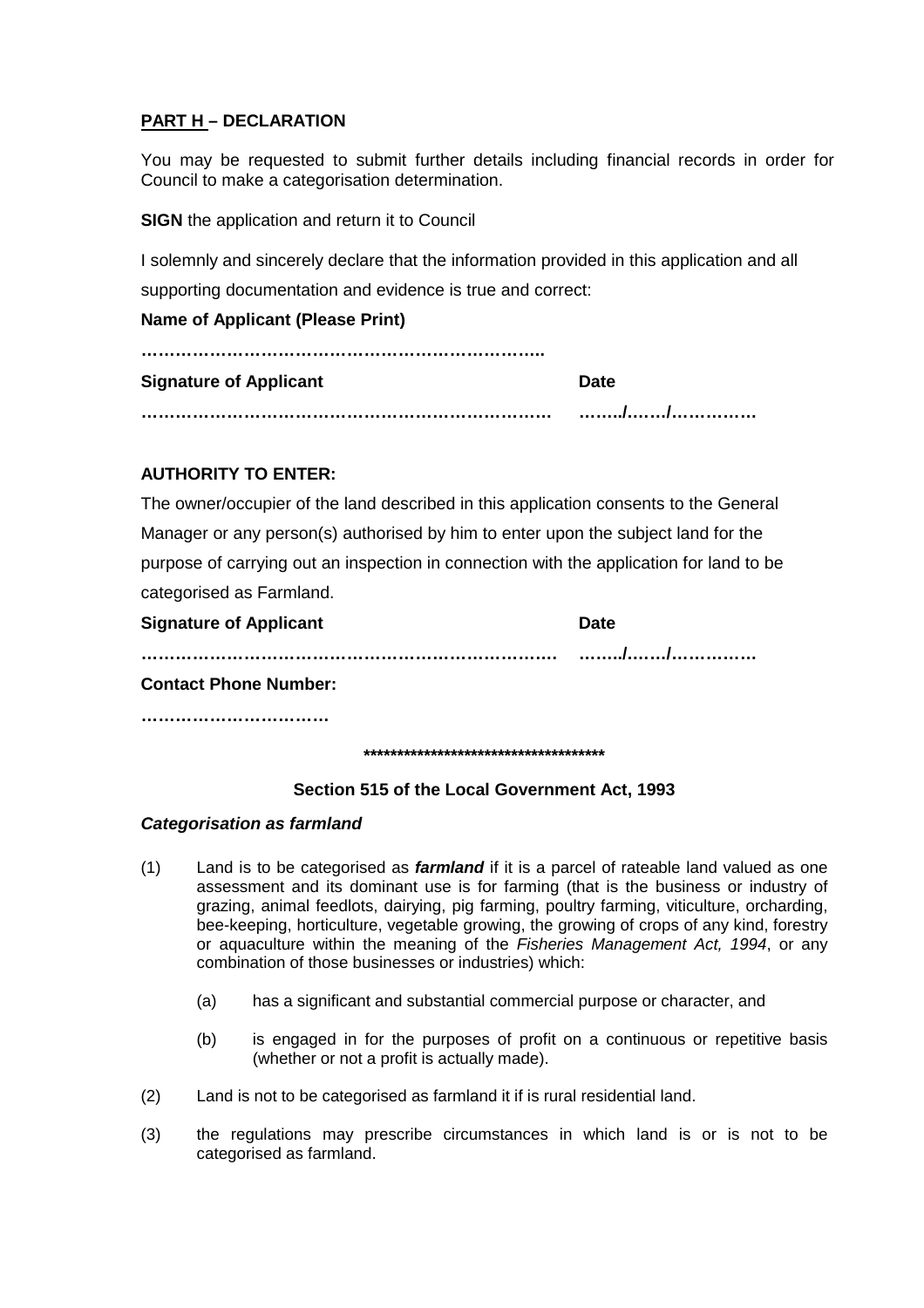## PART H – DECLARATION

You may be requested to submit further details including financial records in order for Council to make a categorisation determination.

**SIGN** the application and return it to Council

I solemnly and sincerely declare that the information provided in this application and all supporting documentation and evidence is true and correct:

**Name of Applicant (Please Print)**

**……………………………………………………………..**

| **Signature of Applicant** | **Date** |
|---|---|
| **……………………………………………………………….** | **……../……./……………** |

### AUTHORITY TO ENTER:

The owner/occupier of the land described in this application consents to the General Manager or any person(s) authorised by him to enter upon the subject land for the purpose of carrying out an inspection in connection with the application for land to be categorised as Farmland.

| **Signature of Applicant** | **Date** |
|---|---|
| **……………………………………………………………….** | **……../……./……………** |

**Contact Phone Number:**

**……………………………**

**************************************

### Section 515 of the Local Government Act, 1993

***Categorisation as farmland***

(1) Land is to be categorised as ***farmland*** if it is a parcel of rateable land valued as one assessment and its dominant use is for farming (that is the business or industry of grazing, animal feedlots, dairying, pig farming, poultry farming, viticulture, orcharding, bee-keeping, horticulture, vegetable growing, the growing of crops of any kind, forestry or aquaculture within the meaning of the *Fisheries Management Act, 1994*, or any combination of those businesses or industries) which:

  (a) has a significant and substantial commercial purpose or character, and

  (b) is engaged in for the purposes of profit on a continuous or repetitive basis (whether or not a profit is actually made).

(2) Land is not to be categorised as farmland it if is rural residential land.

(3) the regulations may prescribe circumstances in which land is or is not to be categorised as farmland.